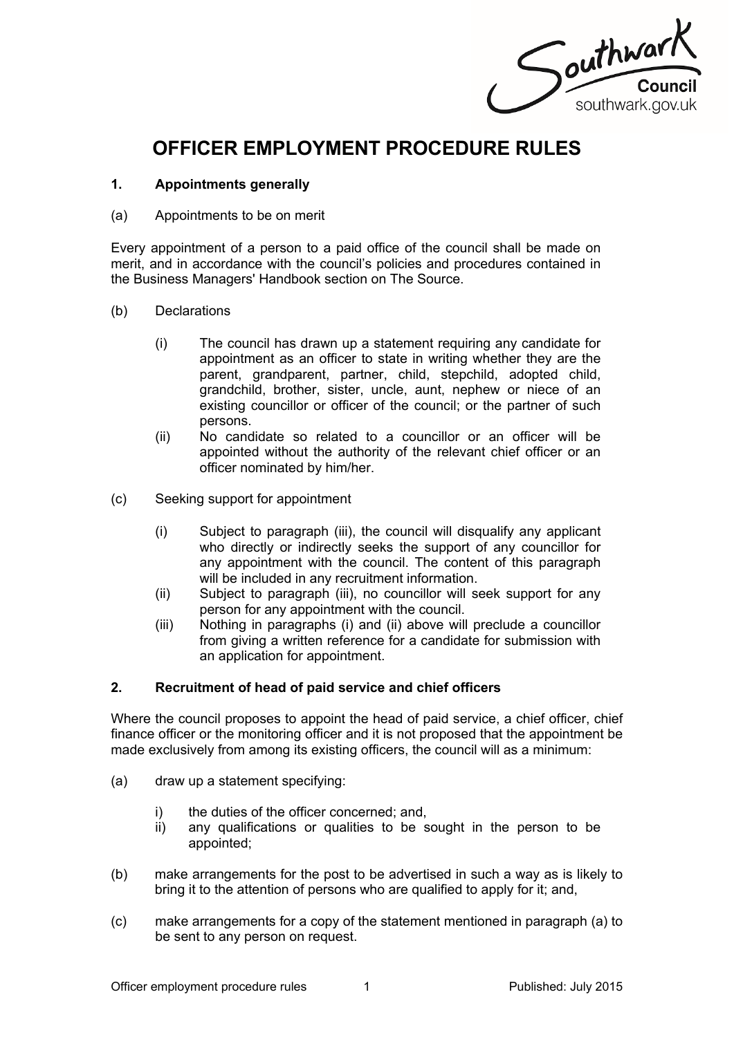# OFFICER EMPLOYMENT PROCEDURE RULES

## 1. Appointments generally

(a) Appointments to be on merit

Every appointment of a person to a paid office of the council shall be made on merit, and in accordance with the council's policies and procedures contained in the Business Managers' Handbook section on The Source.

(b) Declarations

(i) The council has drawn up a statement requiring any candidate for appointment as an officer to state in writing whether they are the parent, grandparent, partner, child, stepchild, adopted child, grandchild, brother, sister, uncle, aunt, nephew or niece of an existing councillor or officer of the council; or the partner of such persons.

(ii) No candidate so related to a councillor or an officer will be appointed without the authority of the relevant chief officer or an officer nominated by him/her.

(c) Seeking support for appointment

(i) Subject to paragraph (iii), the council will disqualify any applicant who directly or indirectly seeks the support of any councillor for any appointment with the council. The content of this paragraph will be included in any recruitment information.

(ii) Subject to paragraph (iii), no councillor will seek support for any person for any appointment with the council.

(iii) Nothing in paragraphs (i) and (ii) above will preclude a councillor from giving a written reference for a candidate for submission with an application for appointment.

## 2. Recruitment of head of paid service and chief officers

Where the council proposes to appoint the head of paid service, a chief officer, chief finance officer or the monitoring officer and it is not proposed that the appointment be made exclusively from among its existing officers, the council will as a minimum:

(a) draw up a statement specifying:

i) the duties of the officer concerned; and,

ii) any qualifications or qualities to be sought in the person to be appointed;

(b) make arrangements for the post to be advertised in such a way as is likely to bring it to the attention of persons who are qualified to apply for it; and,

(c) make arrangements for a copy of the statement mentioned in paragraph (a) to be sent to any person on request.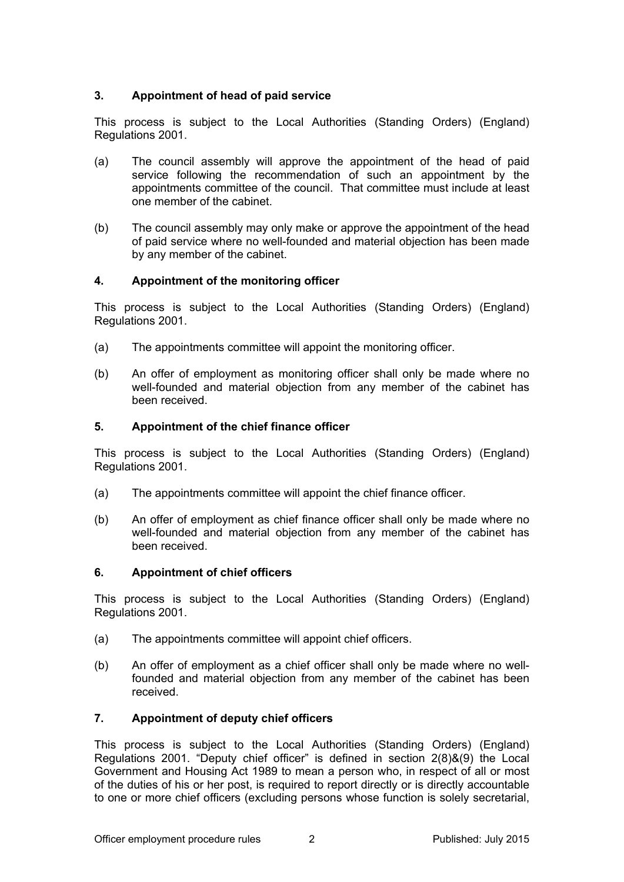### 3. Appointment of head of paid service

This process is subject to the Local Authorities (Standing Orders) (England) Regulations 2001.

(a) The council assembly will approve the appointment of the head of paid service following the recommendation of such an appointment by the appointments committee of the council. That committee must include at least one member of the cabinet.

(b) The council assembly may only make or approve the appointment of the head of paid service where no well-founded and material objection has been made by any member of the cabinet.

### 4. Appointment of the monitoring officer

This process is subject to the Local Authorities (Standing Orders) (England) Regulations 2001.

(a) The appointments committee will appoint the monitoring officer.

(b) An offer of employment as monitoring officer shall only be made where no well-founded and material objection from any member of the cabinet has been received.

### 5. Appointment of the chief finance officer

This process is subject to the Local Authorities (Standing Orders) (England) Regulations 2001.

(a) The appointments committee will appoint the chief finance officer.

(b) An offer of employment as chief finance officer shall only be made where no well-founded and material objection from any member of the cabinet has been received.

### 6. Appointment of chief officers

This process is subject to the Local Authorities (Standing Orders) (England) Regulations 2001.

(a) The appointments committee will appoint chief officers.

(b) An offer of employment as a chief officer shall only be made where no well-founded and material objection from any member of the cabinet has been received.

### 7. Appointment of deputy chief officers

This process is subject to the Local Authorities (Standing Orders) (England) Regulations 2001. "Deputy chief officer" is defined in section 2(8)&(9) the Local Government and Housing Act 1989 to mean a person who, in respect of all or most of the duties of his or her post, is required to report directly or is directly accountable to one or more chief officers (excluding persons whose function is solely secretarial,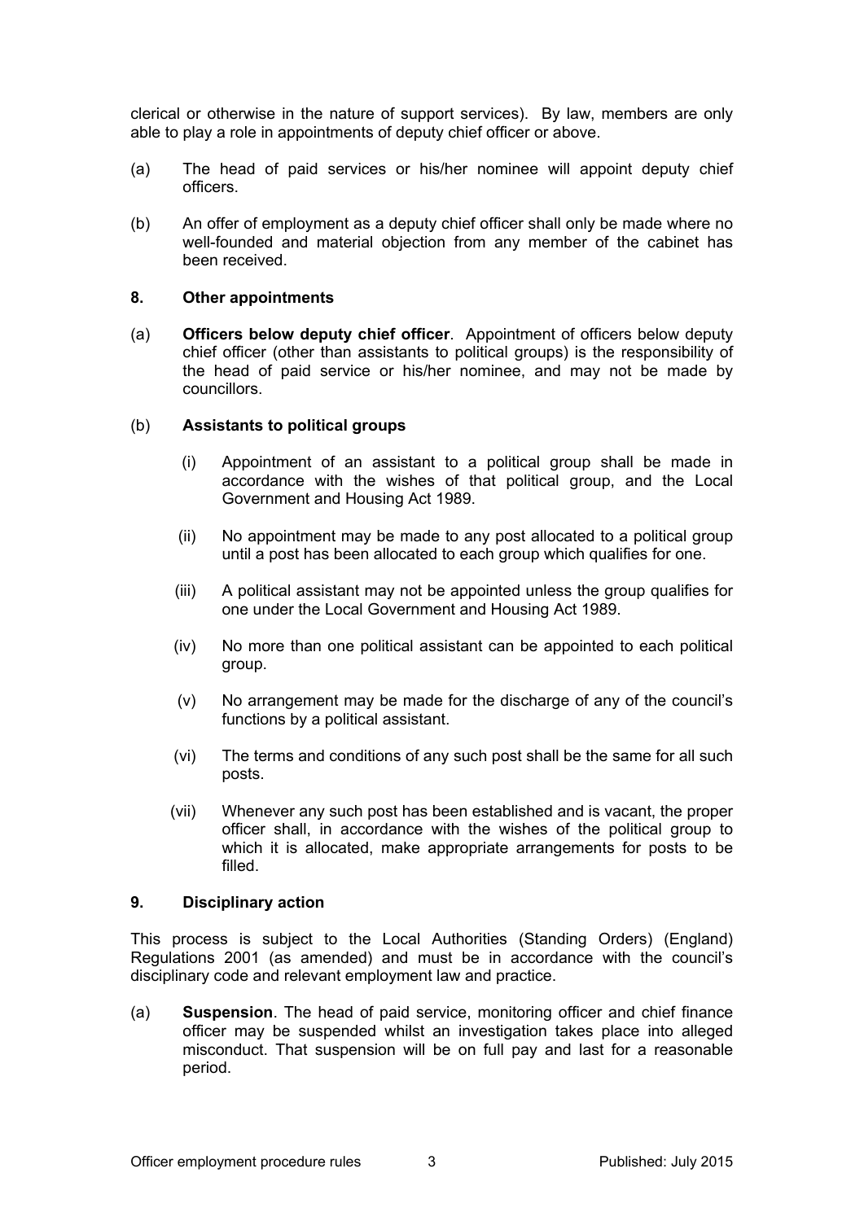clerical or otherwise in the nature of support services). By law, members are only able to play a role in appointments of deputy chief officer or above.

(a) The head of paid services or his/her nominee will appoint deputy chief officers.

(b) An offer of employment as a deputy chief officer shall only be made where no well-founded and material objection from any member of the cabinet has been received.

## 8. Other appointments

(a) **Officers below deputy chief officer**. Appointment of officers below deputy chief officer (other than assistants to political groups) is the responsibility of the head of paid service or his/her nominee, and may not be made by councillors.

(b) **Assistants to political groups**

(i) Appointment of an assistant to a political group shall be made in accordance with the wishes of that political group, and the Local Government and Housing Act 1989.

(ii) No appointment may be made to any post allocated to a political group until a post has been allocated to each group which qualifies for one.

(iii) A political assistant may not be appointed unless the group qualifies for one under the Local Government and Housing Act 1989.

(iv) No more than one political assistant can be appointed to each political group.

(v) No arrangement may be made for the discharge of any of the council's functions by a political assistant.

(vi) The terms and conditions of any such post shall be the same for all such posts.

(vii) Whenever any such post has been established and is vacant, the proper officer shall, in accordance with the wishes of the political group to which it is allocated, make appropriate arrangements for posts to be filled.

## 9. Disciplinary action

This process is subject to the Local Authorities (Standing Orders) (England) Regulations 2001 (as amended) and must be in accordance with the council's disciplinary code and relevant employment law and practice.

(a) **Suspension**. The head of paid service, monitoring officer and chief finance officer may be suspended whilst an investigation takes place into alleged misconduct. That suspension will be on full pay and last for a reasonable period.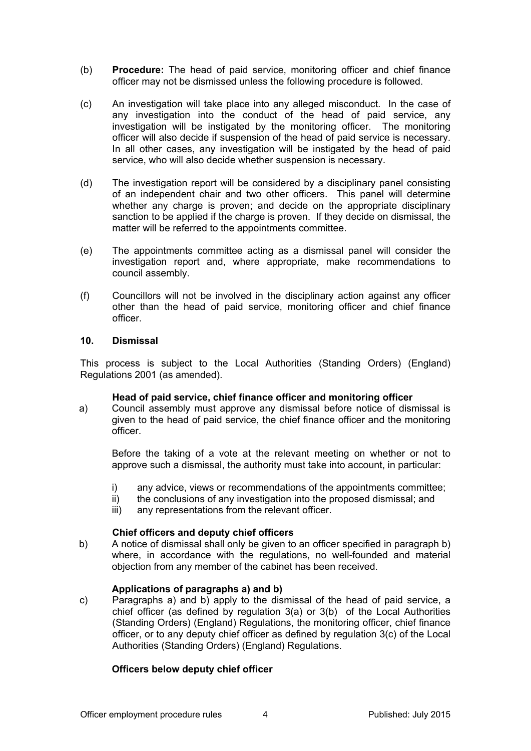(b) **Procedure:** The head of paid service, monitoring officer and chief finance officer may not be dismissed unless the following procedure is followed.

(c) An investigation will take place into any alleged misconduct. In the case of any investigation into the conduct of the head of paid service, any investigation will be instigated by the monitoring officer. The monitoring officer will also decide if suspension of the head of paid service is necessary. In all other cases, any investigation will be instigated by the head of paid service, who will also decide whether suspension is necessary.

(d) The investigation report will be considered by a disciplinary panel consisting of an independent chair and two other officers. This panel will determine whether any charge is proven; and decide on the appropriate disciplinary sanction to be applied if the charge is proven. If they decide on dismissal, the matter will be referred to the appointments committee.

(e) The appointments committee acting as a dismissal panel will consider the investigation report and, where appropriate, make recommendations to council assembly.

(f) Councillors will not be involved in the disciplinary action against any officer other than the head of paid service, monitoring officer and chief finance officer.

## 10. Dismissal

This process is subject to the Local Authorities (Standing Orders) (England) Regulations 2001 (as amended).

### Head of paid service, chief finance officer and monitoring officer

a) Council assembly must approve any dismissal before notice of dismissal is given to the head of paid service, the chief finance officer and the monitoring officer.

Before the taking of a vote at the relevant meeting on whether or not to approve such a dismissal, the authority must take into account, in particular:

i) any advice, views or recommendations of the appointments committee;
ii) the conclusions of any investigation into the proposed dismissal; and
iii) any representations from the relevant officer.

### Chief officers and deputy chief officers

b) A notice of dismissal shall only be given to an officer specified in paragraph b) where, in accordance with the regulations, no well-founded and material objection from any member of the cabinet has been received.

### Applications of paragraphs a) and b)

c) Paragraphs a) and b) apply to the dismissal of the head of paid service, a chief officer (as defined by regulation 3(a) or 3(b) of the Local Authorities (Standing Orders) (England) Regulations, the monitoring officer, chief finance officer, or to any deputy chief officer as defined by regulation 3(c) of the Local Authorities (Standing Orders) (England) Regulations.

### Officers below deputy chief officer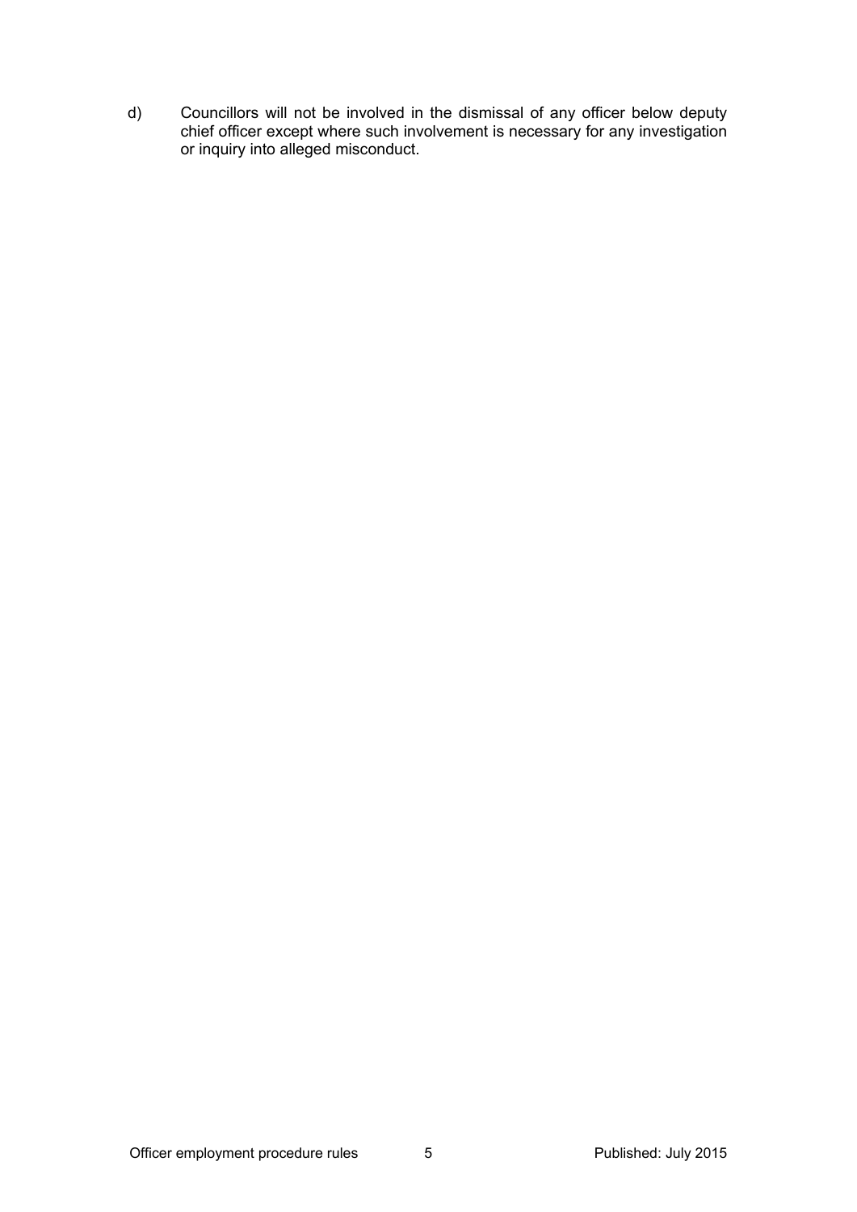d) Councillors will not be involved in the dismissal of any officer below deputy chief officer except where such involvement is necessary for any investigation or inquiry into alleged misconduct.